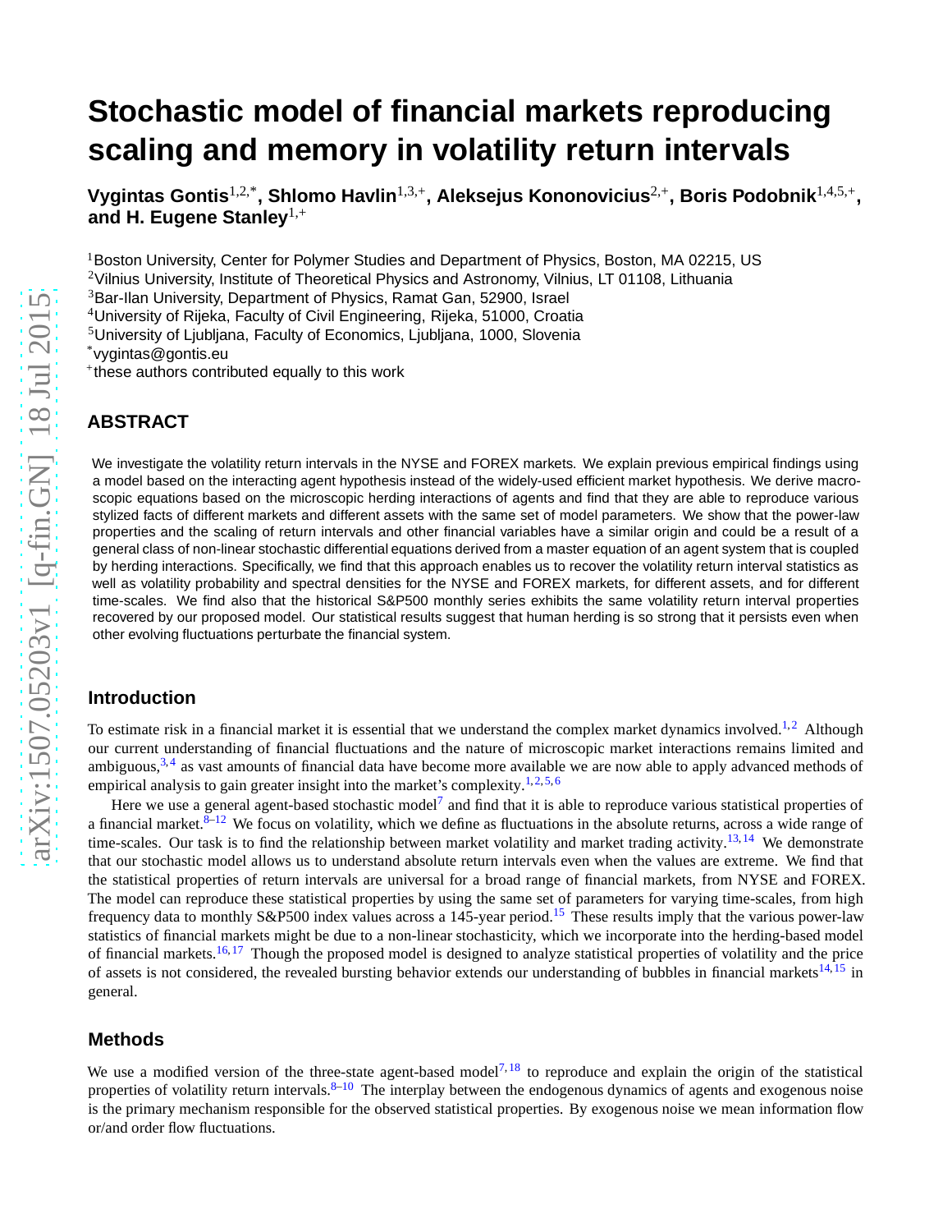# Stochastic model of financial markets reproducing scaling and memory in volatility return intervals

**Vygintas Gontis**[1,2,*], **Shlomo Havlin**[1,3,+], **Aleksejus Kononovicius**[2,+], **Boris Podobnik**[1,4,5,+], **and H. Eugene Stanley**[1,+]

[1]Boston University, Center for Polymer Studies and Department of Physics, Boston, MA 02215, US
[2]Vilnius University, Institute of Theoretical Physics and Astronomy, Vilnius, LT 01108, Lithuania
[3]Bar-Ilan University, Department of Physics, Ramat Gan, 52900, Israel
[4]University of Rijeka, Faculty of Civil Engineering, Rijeka, 51000, Croatia
[5]University of Ljubljana, Faculty of Economics, Ljubljana, 1000, Slovenia
[*]vygintas@gontis.eu
[+]these authors contributed equally to this work

## ABSTRACT

We investigate the volatility return intervals in the NYSE and FOREX markets. We explain previous empirical findings using a model based on the interacting agent hypothesis instead of the widely-used efficient market hypothesis. We derive macroscopic equations based on the microscopic herding interactions of agents and find that they are able to reproduce various stylized facts of different markets and different assets with the same set of model parameters. We show that the power-law properties and the scaling of return intervals and other financial variables have a similar origin and could be a result of a general class of non-linear stochastic differential equations derived from a master equation of an agent system that is coupled by herding interactions. Specifically, we find that this approach enables us to recover the volatility return interval statistics as well as volatility probability and spectral densities for the NYSE and FOREX markets, for different assets, and for different time-scales. We find also that the historical S&P500 monthly series exhibits the same volatility return interval properties recovered by our proposed model. Our statistical results suggest that human herding is so strong that it persists even when other evolving fluctuations perturbate the financial system.

## Introduction

To estimate risk in a financial market it is essential that we understand the complex market dynamics involved.[1,2] Although our current understanding of financial fluctuations and the nature of microscopic market interactions remains limited and ambiguous,[3,4] as vast amounts of financial data have become more available we are now able to apply advanced methods of empirical analysis to gain greater insight into the market's complexity.[1,2,5,6]

Here we use a general agent-based stochastic model[7] and find that it is able to reproduce various statistical properties of a financial market.[8–12] We focus on volatility, which we define as fluctuations in the absolute returns, across a wide range of time-scales. Our task is to find the relationship between market volatility and market trading activity.[13,14] We demonstrate that our stochastic model allows us to understand absolute return intervals even when the values are extreme. We find that the statistical properties of return intervals are universal for a broad range of financial markets, from NYSE and FOREX. The model can reproduce these statistical properties by using the same set of parameters for varying time-scales, from high frequency data to monthly S&P500 index values across a 145-year period.[15] These results imply that the various power-law statistics of financial markets might be due to a non-linear stochasticity, which we incorporate into the herding-based model of financial markets.[16,17] Though the proposed model is designed to analyze statistical properties of volatility and the price of assets is not considered, the revealed bursting behavior extends our understanding of bubbles in financial markets[14,15] in general.

## Methods

We use a modified version of the three-state agent-based model[7,18] to reproduce and explain the origin of the statistical properties of volatility return intervals.[8–10] The interplay between the endogenous dynamics of agents and exogenous noise is the primary mechanism responsible for the observed statistical properties. By exogenous noise we mean information flow or/and order flow fluctuations.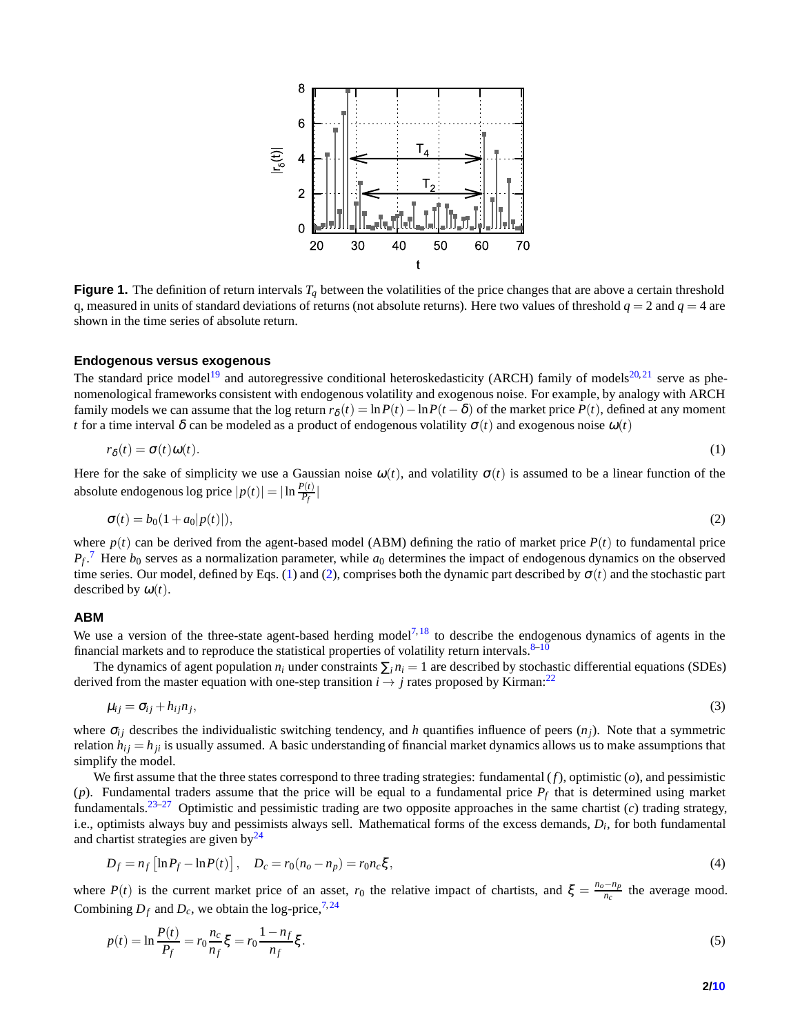8
6
4
2
0
$|r_\delta(t)|$
20 30 40 50 60 70
t
$T_4$
$T_2$

**Figure 1.** The definition of return intervals $T_q$ between the volatilities of the price changes that are above a certain threshold q, measured in units of standard deviations of returns (not absolute returns). Here two values of threshold $q = 2$ and $q = 4$ are shown in the time series of absolute return.

### Endogenous versus exogenous

The standard price model[19] and autoregressive conditional heteroskedasticity (ARCH) family of models[20,21] serve as phenomenological frameworks consistent with endogenous volatility and exogenous noise. For example, by analogy with ARCH family models we can assume that the log return $r_\delta(t) = \ln P(t) - \ln P(t-\delta)$ of the market price $P(t)$, defined at any moment $t$ for a time interval $\delta$ can be modeled as a product of endogenous volatility $\sigma(t)$ and exogenous noise $\omega(t)$

$$r_\delta(t) = \sigma(t)\omega(t). \tag{1}$$

Here for the sake of simplicity we use a Gaussian noise $\omega(t)$, and volatility $\sigma(t)$ is assumed to be a linear function of the absolute endogenous log price $|p(t)| = |\ln \frac{P(t)}{P_f}|$

$$\sigma(t) = b_0(1 + a_0|p(t)|), \tag{2}$$

where $p(t)$ can be derived from the agent-based model (ABM) defining the ratio of market price $P(t)$ to fundamental price $P_f$.[7] Here $b_0$ serves as a normalization parameter, while $a_0$ determines the impact of endogenous dynamics on the observed time series. Our model, defined by Eqs. (1) and (2), comprises both the dynamic part described by $\sigma(t)$ and the stochastic part described by $\omega(t)$.

### ABM

We use a version of the three-state agent-based herding model[7,18] to describe the endogenous dynamics of agents in the financial markets and to reproduce the statistical properties of volatility return intervals.[8–10]

The dynamics of agent population $n_i$ under constraints $\sum_i n_i = 1$ are described by stochastic differential equations (SDEs) derived from the master equation with one-step transition $i \to j$ rates proposed by Kirman:[22]

$$\mu_{ij} = \sigma_{ij} + h_{ij} n_j, \tag{3}$$

where $\sigma_{ij}$ describes the individualistic switching tendency, and $h$ quantifies influence of peers ($n_j$). Note that a symmetric relation $h_{ij} = h_{ji}$ is usually assumed. A basic understanding of financial market dynamics allows us to make assumptions that simplify the model.

We first assume that the three states correspond to three trading strategies: fundamental ($f$), optimistic ($o$), and pessimistic ($p$). Fundamental traders assume that the price will be equal to a fundamental price $P_f$ that is determined using market fundamentals.[23–27] Optimistic and pessimistic trading are two opposite approaches in the same chartist ($c$) trading strategy, i.e., optimists always buy and pessimists always sell. Mathematical forms of the excess demands, $D_i$, for both fundamental and chartist strategies are given by[24]

$$D_f = n_f \left[\ln P_f - \ln P(t)\right], \quad D_c = r_0(n_o - n_p) = r_0 n_c \xi, \tag{4}$$

where $P(t)$ is the current market price of an asset, $r_0$ the relative impact of chartists, and $\xi = \frac{n_o - n_p}{n_c}$ the average mood. Combining $D_f$ and $D_c$, we obtain the log-price,[7,24]

$$p(t) = \ln \frac{P(t)}{P_f} = r_0 \frac{n_c}{n_f} \xi = r_0 \frac{1 - n_f}{n_f} \xi. \tag{5}$$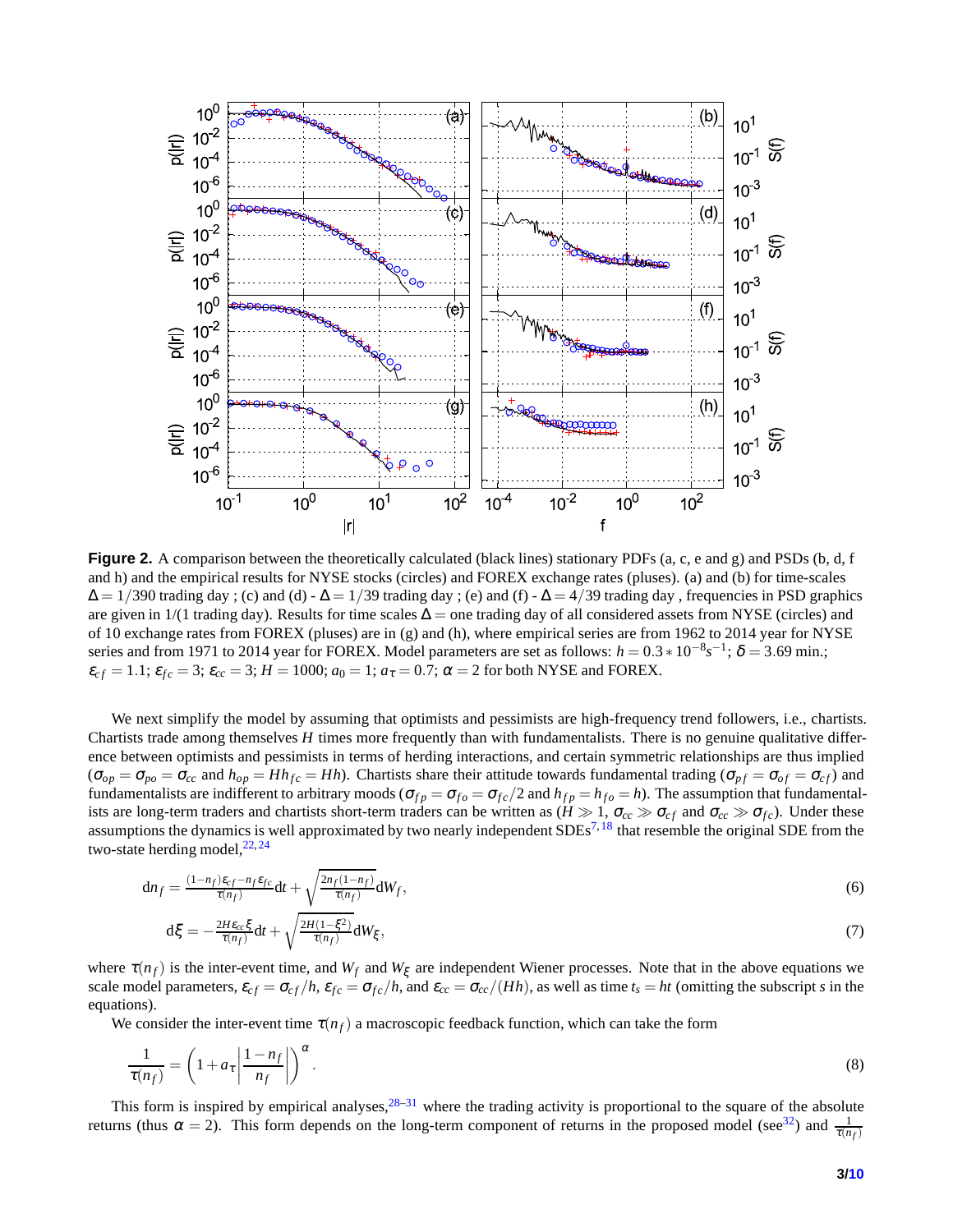(a)
(b)
(c)
(d)
(e)
(f)
(g)
(h)
p(|r|)
S(f)
$10^0$
$10^{-2}$
$10^{-4}$
$10^{-6}$
$10^1$
$10^{-1}$
$10^{-3}$
$10^{-1}$ $10^0$ $10^1$ $10^2$
|r|
$10^{-4}$ $10^{-2}$ $10^0$ $10^2$
f

**Figure 2.** A comparison between the theoretically calculated (black lines) stationary PDFs (a, c, e and g) and PSDs (b, d, f and h) and the empirical results for NYSE stocks (circles) and FOREX exchange rates (pluses). (a) and (b) for time-scales $\Delta = 1/390$ trading day ; (c) and (d) - $\Delta = 1/39$ trading day ; (e) and (f) - $\Delta = 4/39$ trading day , frequencies in PSD graphics are given in 1/(1 trading day). Results for time scales $\Delta =$ one trading day of all considered assets from NYSE (circles) and of 10 exchange rates from FOREX (pluses) are in (g) and (h), where empirical series are from 1962 to 2014 year for NYSE series and from 1971 to 2014 year for FOREX. Model parameters are set as follows: $h = 0.3 * 10^{-8} s^{-1}$; $\delta = 3.69$ min.; $\varepsilon_{cf} = 1.1$; $\varepsilon_{fc} = 3$; $\varepsilon_{cc} = 3$; $H = 1000$; $a_0 = 1$; $a_\tau = 0.7$; $\alpha = 2$ for both NYSE and FOREX.

We next simplify the model by assuming that optimists and pessimists are high-frequency trend followers, i.e., chartists. Chartists trade among themselves $H$ times more frequently than with fundamentalists. There is no genuine qualitative difference between optimists and pessimists in terms of herding interactions, and certain symmetric relationships are thus implied ($\sigma_{op} = \sigma_{po} = \sigma_{cc}$ and $h_{op} = H h_{fc} = H h$). Chartists share their attitude towards fundamental trading ($\sigma_{pf} = \sigma_{of} = \sigma_{cf}$) and fundamentalists are indifferent to arbitrary moods ($\sigma_{fp} = \sigma_{fo} = \sigma_{fc}/2$ and $h_{fp} = h_{fo} = h$). The assumption that fundamentalists are long-term traders and chartists short-term traders can be written as ($H \gg 1$, $\sigma_{cc} \gg \sigma_{cf}$ and $\sigma_{cc} \gg \sigma_{fc}$). Under these assumptions the dynamics is well approximated by two nearly independent SDEs[7,18] that resemble the original SDE from the two-state herding model,[22,24]

$$\mathrm{d}n_f = \frac{(1-n_f)\varepsilon_{cf} - n_f \varepsilon_{fc}}{\tau(n_f)}\mathrm{d}t + \sqrt{\frac{2n_f(1-n_f)}{\tau(n_f)}}\mathrm{d}W_f, \tag{6}$$

$$\mathrm{d}\xi = -\frac{2H\varepsilon_{cc}\xi}{\tau(n_f)}\mathrm{d}t + \sqrt{\frac{2H(1-\xi^2)}{\tau(n_f)}}\mathrm{d}W_\xi, \tag{7}$$

where $\tau(n_f)$ is the inter-event time, and $W_f$ and $W_\xi$ are independent Wiener processes. Note that in the above equations we scale model parameters, $\varepsilon_{cf} = \sigma_{cf}/h$, $\varepsilon_{fc} = \sigma_{fc}/h$, and $\varepsilon_{cc} = \sigma_{cc}/(Hh)$, as well as time $t_s = ht$ (omitting the subscript $s$ in the equations).

We consider the inter-event time $\tau(n_f)$ a macroscopic feedback function, which can take the form

$$\frac{1}{\tau(n_f)} = \left(1 + a_\tau \left|\frac{1-n_f}{n_f}\right|\right)^\alpha. \tag{8}$$

This form is inspired by empirical analyses,[28–31] where the trading activity is proportional to the square of the absolute returns (thus $\alpha = 2$). This form depends on the long-term component of returns in the proposed model (see[32]) and $\frac{1}{\tau(n_f)}$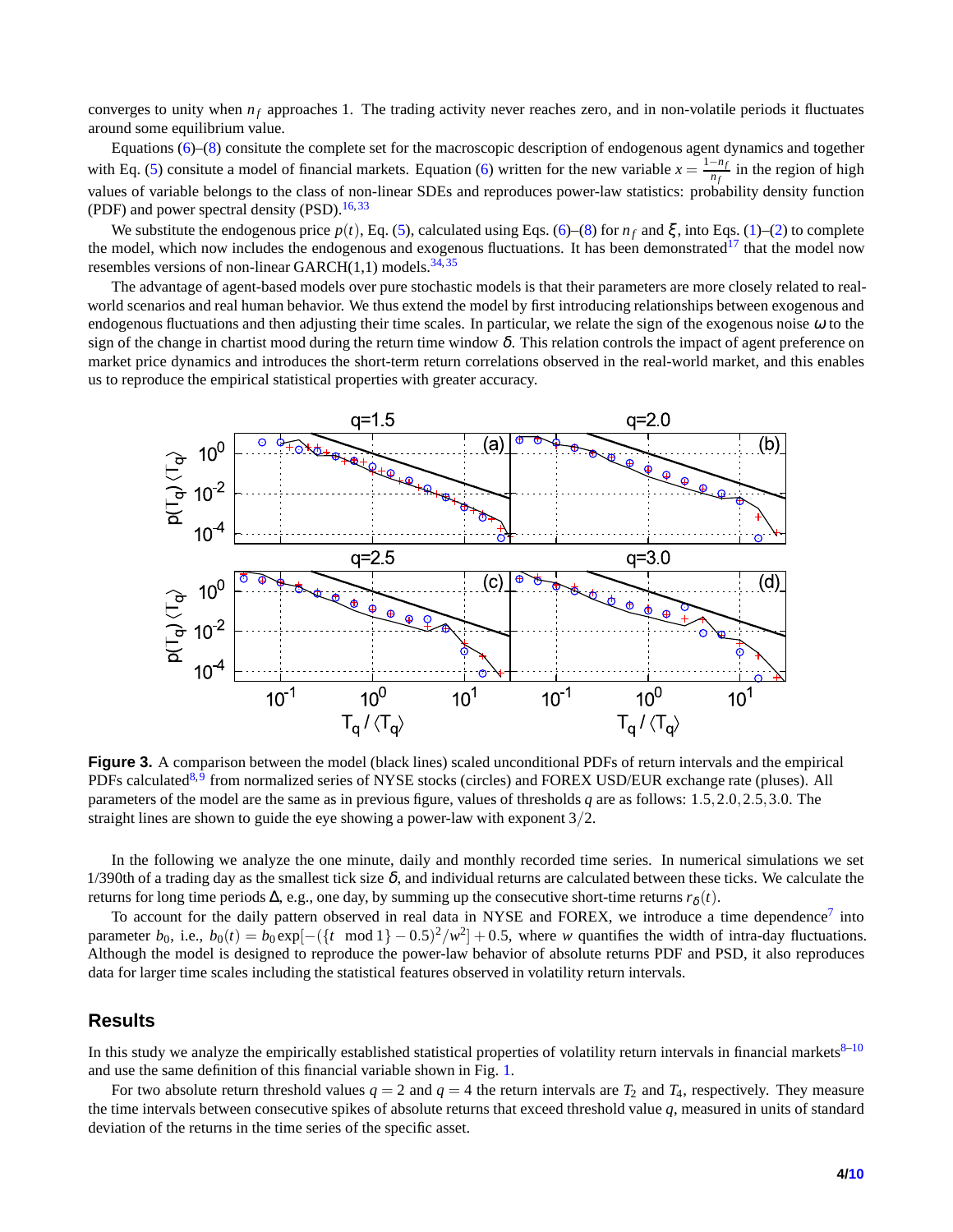converges to unity when $n_f$ approaches 1. The trading activity never reaches zero, and in non-volatile periods it fluctuates around some equilibrium value.

Equations (6)–(8) consitute the complete set for the macroscopic description of endogenous agent dynamics and together with Eq. (5) consitute a model of financial markets. Equation (6) written for the new variable $x = \frac{1-n_f}{n_f}$ in the region of high values of variable belongs to the class of non-linear SDEs and reproduces power-law statistics: probability density function (PDF) and power spectral density (PSD).[16,33]

We substitute the endogenous price $p(t)$, Eq. (5), calculated using Eqs. (6)–(8) for $n_f$ and $\xi$, into Eqs. (1)–(2) to complete the model, which now includes the endogenous and exogenous fluctuations. It has been demonstrated[17] that the model now resembles versions of non-linear GARCH(1,1) models.[34,35]

The advantage of agent-based models over pure stochastic models is that their parameters are more closely related to real-world scenarios and real human behavior. We thus extend the model by first introducing relationships between exogenous and endogenous fluctuations and then adjusting their time scales. In particular, we relate the sign of the exogenous noise $\omega$ to the sign of the change in chartist mood during the return time window $\delta$. This relation controls the impact of agent preference on market price dynamics and introduces the short-term return correlations observed in the real-world market, and this enables us to reproduce the empirical statistical properties with greater accuracy.

q=1.5
q=2.0
q=2.5
q=3.0
(a) (b) (c) (d)
$p(T_q)\langle T_q \rangle$
$10^0$ $10^{-2}$ $10^{-4}$
$10^{-1}$ $10^0$ $10^1$
$T_q / \langle T_q \rangle$

**Figure 3.** A comparison between the model (black lines) scaled unconditional PDFs of return intervals and the empirical PDFs calculated[8,9] from normalized series of NYSE stocks (circles) and FOREX USD/EUR exchange rate (pluses). All parameters of the model are the same as in previous figure, values of thresholds $q$ are as follows: $1.5, 2.0, 2.5, 3.0$. The straight lines are shown to guide the eye showing a power-law with exponent $3/2$.

In the following we analyze the one minute, daily and monthly recorded time series. In numerical simulations we set 1/390th of a trading day as the smallest tick size $\delta$, and individual returns are calculated between these ticks. We calculate the returns for long time periods $\Delta$, e.g., one day, by summing up the consecutive short-time returns $r_\delta(t)$.

To account for the daily pattern observed in real data in NYSE and FOREX, we introduce a time dependence[7] into parameter $b_0$, i.e., $b_0(t) = b_0 \exp[-(\{t \mod 1\} - 0.5)^2/w^2] + 0.5$, where $w$ quantifies the width of intra-day fluctuations. Although the model is designed to reproduce the power-law behavior of absolute returns PDF and PSD, it also reproduces data for larger time scales including the statistical features observed in volatility return intervals.

## Results

In this study we analyze the empirically established statistical properties of volatility return intervals in financial markets[8–10] and use the same definition of this financial variable shown in Fig. 1.

For two absolute return threshold values $q = 2$ and $q = 4$ the return intervals are $T_2$ and $T_4$, respectively. They measure the time intervals between consecutive spikes of absolute returns that exceed threshold value $q$, measured in units of standard deviation of the returns in the time series of the specific asset.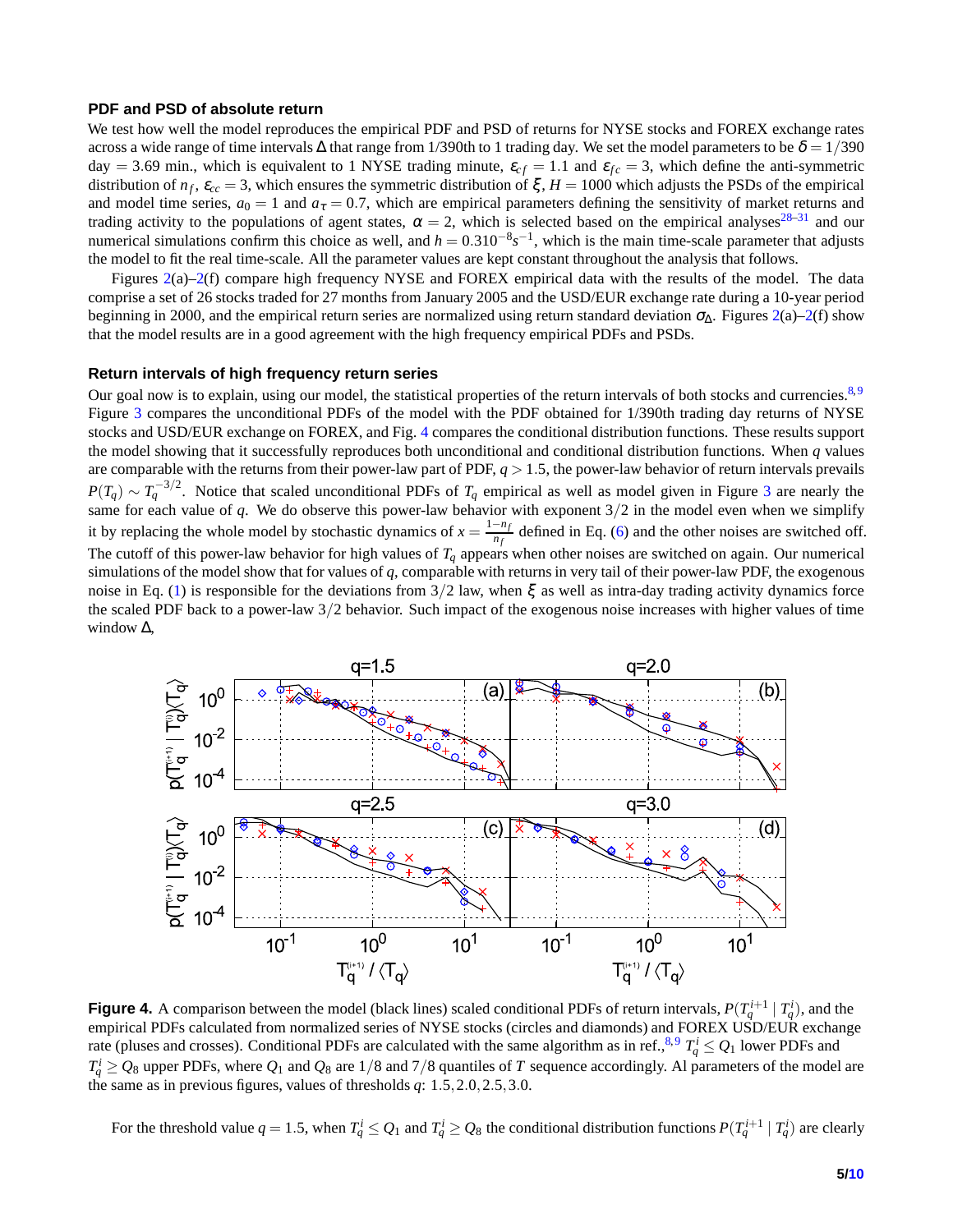### PDF and PSD of absolute return

We test how well the model reproduces the empirical PDF and PSD of returns for NYSE stocks and FOREX exchange rates across a wide range of time intervals $\Delta$ that range from 1/390th to 1 trading day. We set the model parameters to be $\delta = 1/390$ day $= 3.69$ min., which is equivalent to 1 NYSE trading minute, $\varepsilon_{cf} = 1.1$ and $\varepsilon_{fc} = 3$, which define the anti-symmetric distribution of $n_f$, $\varepsilon_{cc} = 3$, which ensures the symmetric distribution of $\xi$, $H = 1000$ which adjusts the PSDs of the empirical and model time series, $a_0 = 1$ and $a_\tau = 0.7$, which are empirical parameters defining the sensitivity of market returns and trading activity to the populations of agent states, $\alpha = 2$, which is selected based on the empirical analyses[28–31] and our numerical simulations confirm this choice as well, and $h = 0.310^{-8}s^{-1}$, which is the main time-scale parameter that adjusts the model to fit the real time-scale. All the parameter values are kept constant throughout the analysis that follows.

Figures 2(a)–2(f) compare high frequency NYSE and FOREX empirical data with the results of the model. The data comprise a set of 26 stocks traded for 27 months from January 2005 and the USD/EUR exchange rate during a 10-year period beginning in 2000, and the empirical return series are normalized using return standard deviation $\sigma_\Delta$. Figures 2(a)–2(f) show that the model results are in a good agreement with the high frequency empirical PDFs and PSDs.

### Return intervals of high frequency return series

Our goal now is to explain, using our model, the statistical properties of the return intervals of both stocks and currencies.[8,9] Figure 3 compares the unconditional PDFs of the model with the PDF obtained for 1/390th trading day returns of NYSE stocks and USD/EUR exchange on FOREX, and Fig. 4 compares the conditional distribution functions. These results support the model showing that it successfully reproduces both unconditional and conditional distribution functions. When $q$ values are comparable with the returns from their power-law part of PDF, $q > 1.5$, the power-law behavior of return intervals prevails $P(T_q) \sim T_q^{-3/2}$. Notice that scaled unconditional PDFs of $T_q$ empirical as well as model given in Figure 3 are nearly the same for each value of $q$. We do observe this power-law behavior with exponent $3/2$ in the model even when we simplify it by replacing the whole model by stochastic dynamics of $x = \frac{1-n_f}{n_f}$ defined in Eq. (6) and the other noises are switched off. The cutoff of this power-law behavior for high values of $T_q$ appears when other noises are switched on again. Our numerical simulations of the model show that for values of $q$, comparable with returns in very tail of their power-law PDF, the exogenous noise in Eq. (1) is responsible for the deviations from $3/2$ law, when $\xi$ as well as intra-day trading activity dynamics force the scaled PDF back to a power-law $3/2$ behavior. Such impact of the exogenous noise increases with higher values of time window $\Delta$,

**Figure 4.** A comparison between the model (black lines) scaled conditional PDFs of return intervals, $P(T_q^{i+1} \mid T_q^i)$, and the empirical PDFs calculated from normalized series of NYSE stocks (circles and diamonds) and FOREX USD/EUR exchange rate (pluses and crosses). Conditional PDFs are calculated with the same algorithm as in ref.,[8,9] $T_q^i \leq Q_1$ lower PDFs and $T_q^i \geq Q_8$ upper PDFs, where $Q_1$ and $Q_8$ are $1/8$ and $7/8$ quantiles of $T$ sequence accordingly. Al parameters of the model are the same as in previous figures, values of thresholds $q$: $1.5, 2.0, 2.5, 3.0$.

For the threshold value $q = 1.5$, when $T_q^i \leq Q_1$ and $T_q^i \geq Q_8$ the conditional distribution functions $P(T_q^{i+1} \mid T_q^i)$ are clearly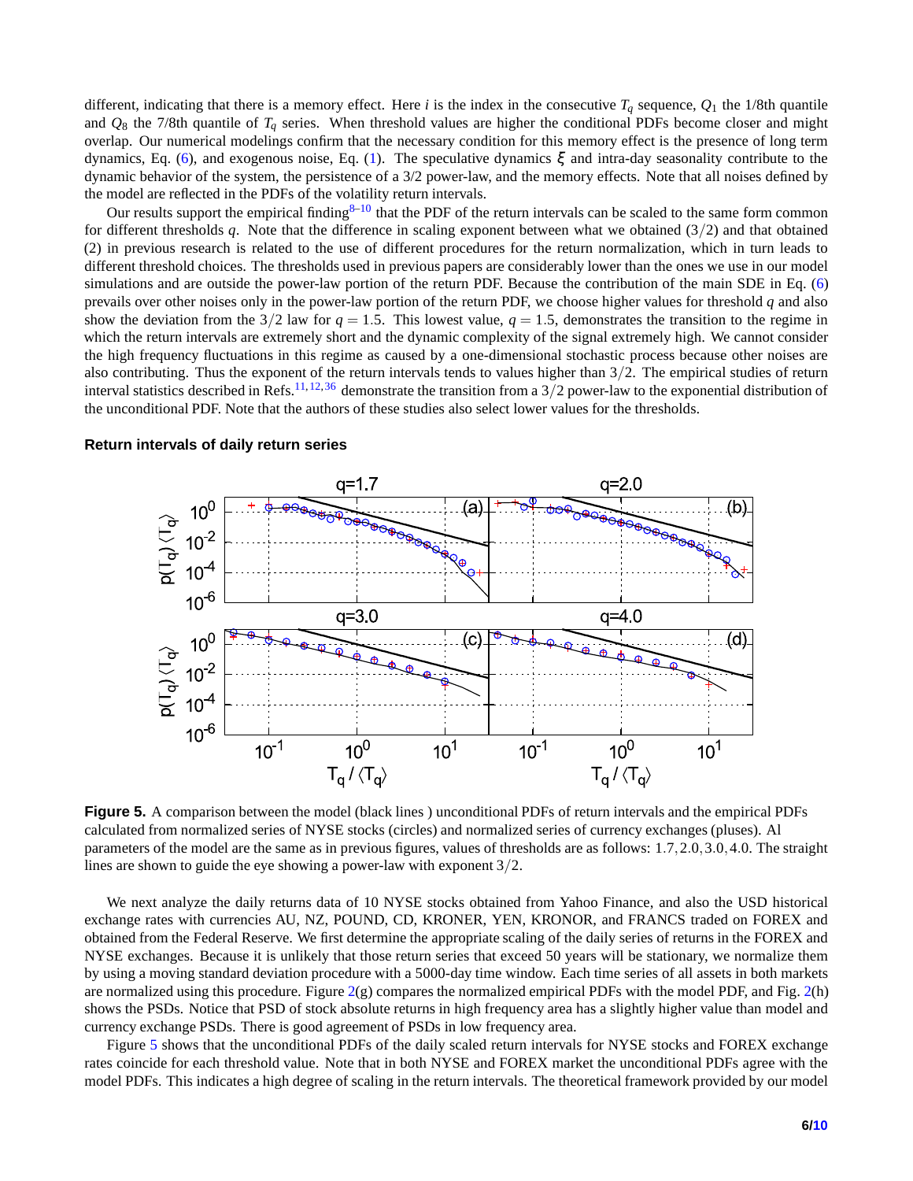different, indicating that there is a memory effect. Here $i$ is the index in the consecutive $T_q$ sequence, $Q_1$ the 1/8th quantile and $Q_8$ the 7/8th quantile of $T_q$ series. When threshold values are higher the conditional PDFs become closer and might overlap. Our numerical modelings confirm that the necessary condition for this memory effect is the presence of long term dynamics, Eq. (6), and exogenous noise, Eq. (1). The speculative dynamics $\xi$ and intra-day seasonality contribute to the dynamic behavior of the system, the persistence of a 3/2 power-law, and the memory effects. Note that all noises defined by the model are reflected in the PDFs of the volatility return intervals.

Our results support the empirical finding[8–10] that the PDF of the return intervals can be scaled to the same form common for different thresholds $q$. Note that the difference in scaling exponent between what we obtained (3/2) and that obtained (2) in previous research is related to the use of different procedures for the return normalization, which in turn leads to different threshold choices. The thresholds used in previous papers are considerably lower than the ones we use in our model simulations and are outside the power-law portion of the return PDF. Because the contribution of the main SDE in Eq. (6) prevails over other noises only in the power-law portion of the return PDF, we choose higher values for threshold $q$ and also show the deviation from the 3/2 law for $q = 1.5$. This lowest value, $q = 1.5$, demonstrates the transition to the regime in which the return intervals are extremely short and the dynamic complexity of the signal extremely high. We cannot consider the high frequency fluctuations in this regime as caused by a one-dimensional stochastic process because other noises are also contributing. Thus the exponent of the return intervals tends to values higher than 3/2. The empirical studies of return interval statistics described in Refs.[11,12,36] demonstrate the transition from a 3/2 power-law to the exponential distribution of the unconditional PDF. Note that the authors of these studies also select lower values for the thresholds.

### Return intervals of daily return series

q=1.7
q=2.0
q=3.0
q=4.0
(a)
(b)
(c)
(d)
$p(T_q)\langle T_q \rangle$
$T_q / \langle T_q \rangle$

**Figure 5.** A comparison between the model (black lines ) unconditional PDFs of return intervals and the empirical PDFs calculated from normalized series of NYSE stocks (circles) and normalized series of currency exchanges (pluses). Al parameters of the model are the same as in previous figures, values of thresholds are as follows: 1.7, 2.0, 3.0, 4.0. The straight lines are shown to guide the eye showing a power-law with exponent 3/2.

We next analyze the daily returns data of 10 NYSE stocks obtained from Yahoo Finance, and also the USD historical exchange rates with currencies AU, NZ, POUND, CD, KRONER, YEN, KRONOR, and FRANCS traded on FOREX and obtained from the Federal Reserve. We first determine the appropriate scaling of the daily series of returns in the FOREX and NYSE exchanges. Because it is unlikely that those return series that exceed 50 years will be stationary, we normalize them by using a moving standard deviation procedure with a 5000-day time window. Each time series of all assets in both markets are normalized using this procedure. Figure 2(g) compares the normalized empirical PDFs with the model PDF, and Fig. 2(h) shows the PSDs. Notice that PSD of stock absolute returns in high frequency area has a slightly higher value than model and currency exchange PSDs. There is good agreement of PSDs in low frequency area.

Figure 5 shows that the unconditional PDFs of the daily scaled return intervals for NYSE stocks and FOREX exchange rates coincide for each threshold value. Note that in both NYSE and FOREX market the unconditional PDFs agree with the model PDFs. This indicates a high degree of scaling in the return intervals. The theoretical framework provided by our model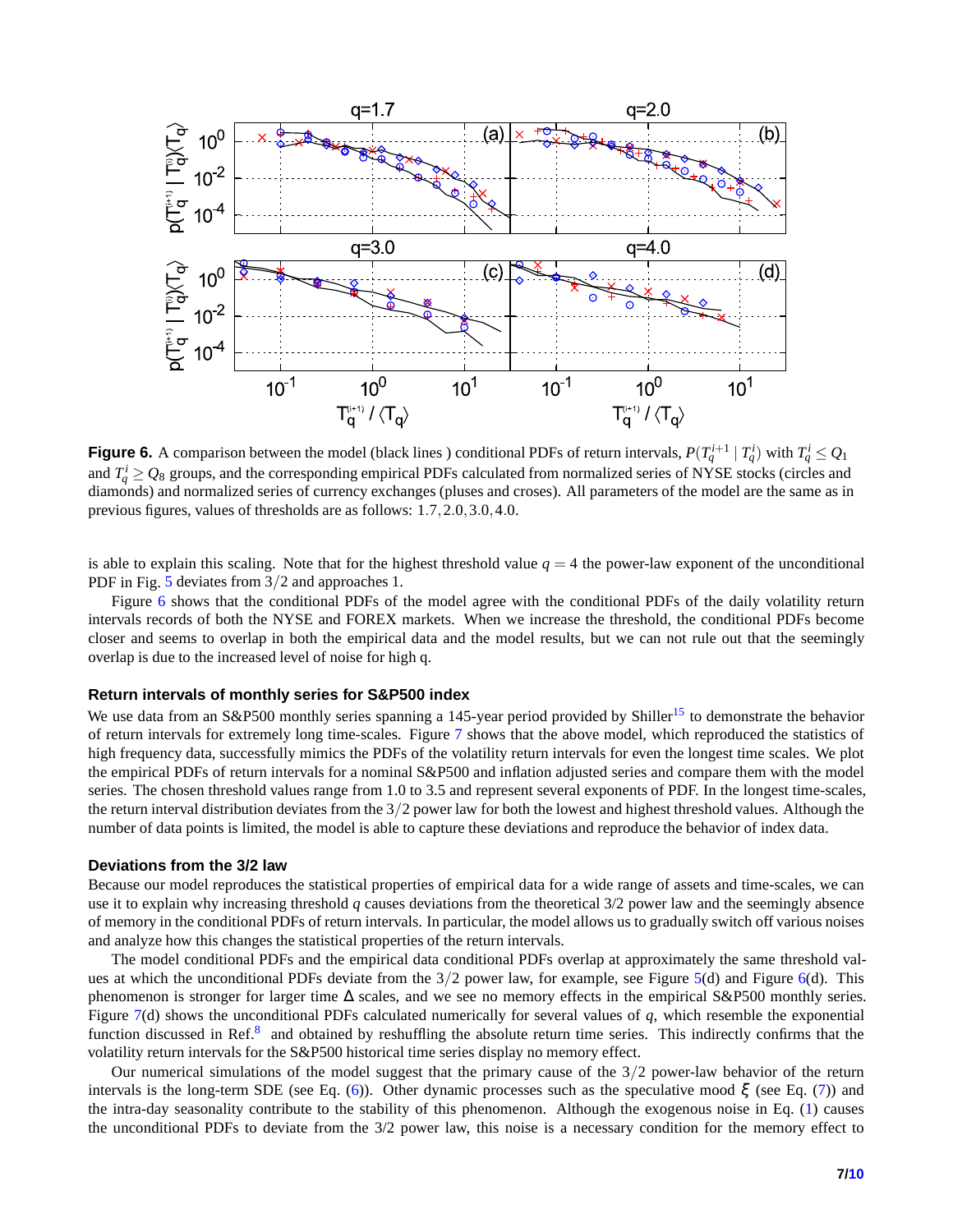q=1.7

q=2.0

q=3.0

q=4.0

(a)

(b)

(c)

(d)

$p(T_q^{(i+1)} \mid T_q^{(i)})\langle T_q \rangle$

$10^0$

$10^{-2}$

$10^{-4}$

$10^{-1}$

$10^0$

$10^1$

$T_q^{(i+1)} / \langle T_q \rangle$

**Figure 6.** A comparison between the model (black lines ) conditional PDFs of return intervals, $P(T_q^{i+1} \mid T_q^i)$ with $T_q^i \leq Q_1$ and $T_q^i \geq Q_8$ groups, and the corresponding empirical PDFs calculated from normalized series of NYSE stocks (circles and diamonds) and normalized series of currency exchanges (pluses and croses). All parameters of the model are the same as in previous figures, values of thresholds are as follows: $1.7, 2.0, 3.0, 4.0$.

is able to explain this scaling. Note that for the highest threshold value $q = 4$ the power-law exponent of the unconditional PDF in Fig. 5 deviates from $3/2$ and approaches 1.

Figure 6 shows that the conditional PDFs of the model agree with the conditional PDFs of the daily volatility return intervals records of both the NYSE and FOREX markets. When we increase the threshold, the conditional PDFs become closer and seems to overlap in both the empirical data and the model results, but we can not rule out that the seemingly overlap is due to the increased level of noise for high q.

### Return intervals of monthly series for S&P500 index

We use data from an S&P500 monthly series spanning a 145-year period provided by Shiller[15] to demonstrate the behavior of return intervals for extremely long time-scales. Figure 7 shows that the above model, which reproduced the statistics of high frequency data, successfully mimics the PDFs of the volatility return intervals for even the longest time scales. We plot the empirical PDFs of return intervals for a nominal S&P500 and inflation adjusted series and compare them with the model series. The chosen threshold values range from 1.0 to 3.5 and represent several exponents of PDF. In the longest time-scales, the return interval distribution deviates from the $3/2$ power law for both the lowest and highest threshold values. Although the number of data points is limited, the model is able to capture these deviations and reproduce the behavior of index data.

### Deviations from the 3/2 law

Because our model reproduces the statistical properties of empirical data for a wide range of assets and time-scales, we can use it to explain why increasing threshold $q$ causes deviations from the theoretical 3/2 power law and the seemingly absence of memory in the conditional PDFs of return intervals. In particular, the model allows us to gradually switch off various noises and analyze how this changes the statistical properties of the return intervals.

The model conditional PDFs and the empirical data conditional PDFs overlap at approximately the same threshold values at which the unconditional PDFs deviate from the $3/2$ power law, for example, see Figure 5(d) and Figure 6(d). This phenomenon is stronger for larger time $\Delta$ scales, and we see no memory effects in the empirical S&P500 monthly series. Figure 7(d) shows the unconditional PDFs calculated numerically for several values of $q$, which resemble the exponential function discussed in Ref.[8] and obtained by reshuffling the absolute return time series. This indirectly confirms that the volatility return intervals for the S&P500 historical time series display no memory effect.

Our numerical simulations of the model suggest that the primary cause of the $3/2$ power-law behavior of the return intervals is the long-term SDE (see Eq. (6)). Other dynamic processes such as the speculative mood $\xi$ (see Eq. (7)) and the intra-day seasonality contribute to the stability of this phenomenon. Although the exogenous noise in Eq. (1) causes the unconditional PDFs to deviate from the 3/2 power law, this noise is a necessary condition for the memory effect to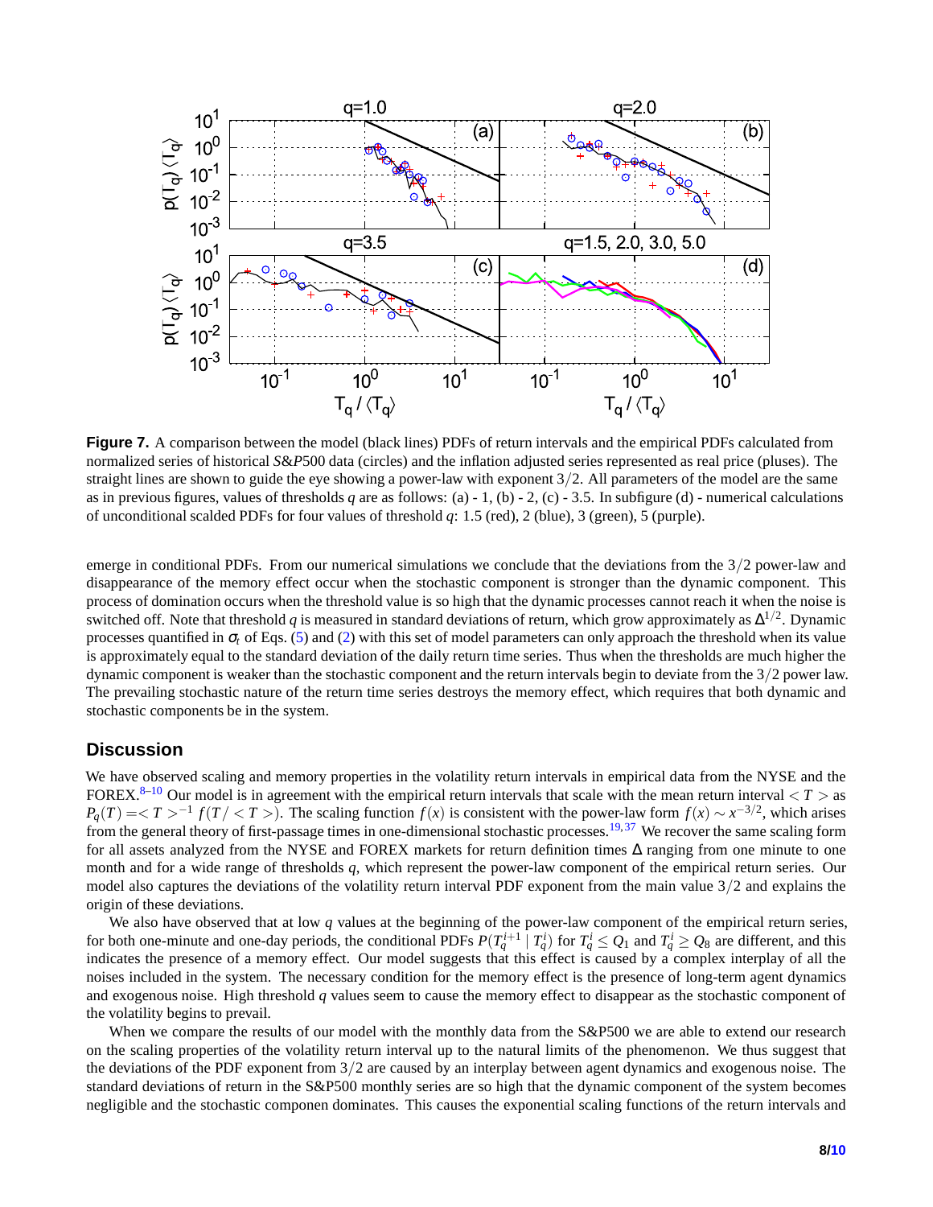q=1.0
q=2.0
q=3.5
q=1.5, 2.0, 3.0, 5.0
(a)
(b)
(c)
(d)
$p(T_q)\langle T_q \rangle$
$T_q / \langle T_q \rangle$
$10^{1}$
$10^{0}$
$10^{-1}$
$10^{-2}$
$10^{-3}$

**Figure 7.** A comparison between the model (black lines) PDFs of return intervals and the empirical PDFs calculated from normalized series of historical *S*&*P*500 data (circles) and the inflation adjusted series represented as real price (pluses). The straight lines are shown to guide the eye showing a power-law with exponent $3/2$. All parameters of the model are the same as in previous figures, values of thresholds $q$ are as follows: (a) - 1, (b) - 2, (c) - 3.5. In subfigure (d) - numerical calculations of unconditional scalded PDFs for four values of threshold $q$: 1.5 (red), 2 (blue), 3 (green), 5 (purple).

emerge in conditional PDFs. From our numerical simulations we conclude that the deviations from the $3/2$ power-law and disappearance of the memory effect occur when the stochastic component is stronger than the dynamic component. This process of domination occurs when the threshold value is so high that the dynamic processes cannot reach it when the noise is switched off. Note that threshold $q$ is measured in standard deviations of return, which grow approximately as $\Delta^{1/2}$. Dynamic processes quantified in $\sigma_t$ of Eqs. (5) and (2) with this set of model parameters can only approach the threshold when its value is approximately equal to the standard deviation of the daily return time series. Thus when the thresholds are much higher the dynamic component is weaker than the stochastic component and the return intervals begin to deviate from the $3/2$ power law. The prevailing stochastic nature of the return time series destroys the memory effect, which requires that both dynamic and stochastic components be in the system.

## Discussion

We have observed scaling and memory properties in the volatility return intervals in empirical data from the NYSE and the FOREX.[8–10] Our model is in agreement with the empirical return intervals that scale with the mean return interval $< T >$ as $P_q(T) =< T >^{-1} f(T/ < T >)$. The scaling function $f(x)$ is consistent with the power-law form $f(x) \sim x^{-3/2}$, which arises from the general theory of first-passage times in one-dimensional stochastic processes.[19,37] We recover the same scaling form for all assets analyzed from the NYSE and FOREX markets for return definition times $\Delta$ ranging from one minute to one month and for a wide range of thresholds $q$, which represent the power-law component of the empirical return series. Our model also captures the deviations of the volatility return interval PDF exponent from the main value $3/2$ and explains the origin of these deviations.

We also have observed that at low $q$ values at the beginning of the power-law component of the empirical return series, for both one-minute and one-day periods, the conditional PDFs $P(T_q^{i+1} \mid T_q^i)$ for $T_q^i \leq Q_1$ and $T_q^i \geq Q_8$ are different, and this indicates the presence of a memory effect. Our model suggests that this effect is caused by a complex interplay of all the noises included in the system. The necessary condition for the memory effect is the presence of long-term agent dynamics and exogenous noise. High threshold $q$ values seem to cause the memory effect to disappear as the stochastic component of the volatility begins to prevail.

When we compare the results of our model with the monthly data from the S&P500 we are able to extend our research on the scaling properties of the volatility return interval up to the natural limits of the phenomenon. We thus suggest that the deviations of the PDF exponent from $3/2$ are caused by an interplay between agent dynamics and exogenous noise. The standard deviations of return in the S&P500 monthly series are so high that the dynamic component of the system becomes negligible and the stochastic componen dominates. This causes the exponential scaling functions of the return intervals and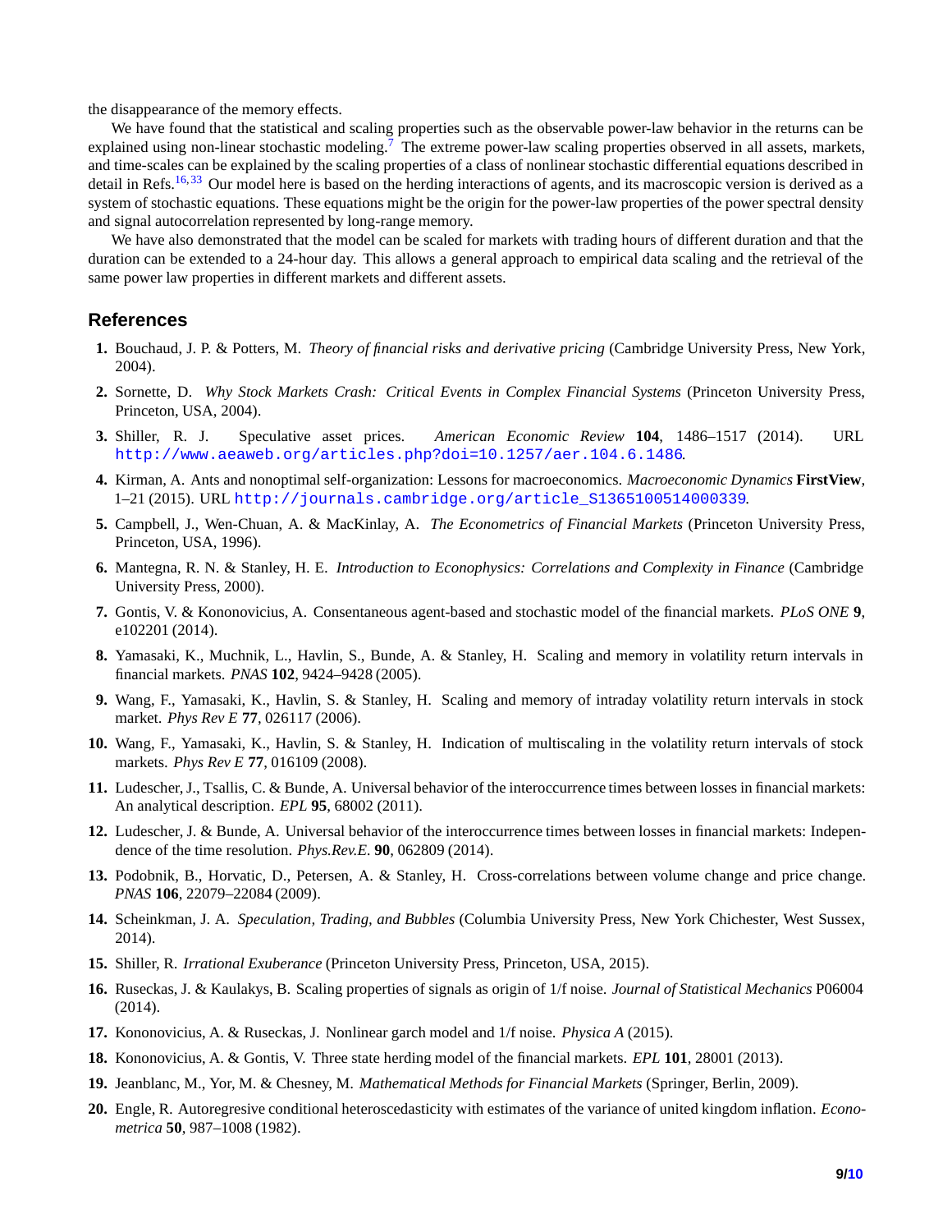the disappearance of the memory effects.

We have found that the statistical and scaling properties such as the observable power-law behavior in the returns can be explained using non-linear stochastic modeling.[7] The extreme power-law scaling properties observed in all assets, markets, and time-scales can be explained by the scaling properties of a class of nonlinear stochastic differential equations described in detail in Refs.[16,33] Our model here is based on the herding interactions of agents, and its macroscopic version is derived as a system of stochastic equations. These equations might be the origin for the power-law properties of the power spectral density and signal autocorrelation represented by long-range memory.

We have also demonstrated that the model can be scaled for markets with trading hours of different duration and that the duration can be extended to a 24-hour day. This allows a general approach to empirical data scaling and the retrieval of the same power law properties in different markets and different assets.

## References

1. Bouchaud, J. P. & Potters, M. *Theory of financial risks and derivative pricing* (Cambridge University Press, New York, 2004).
2. Sornette, D. *Why Stock Markets Crash: Critical Events in Complex Financial Systems* (Princeton University Press, Princeton, USA, 2004).
3. Shiller, R. J. Speculative asset prices. *American Economic Review* **104**, 1486–1517 (2014). URL http://www.aeaweb.org/articles.php?doi=10.1257/aer.104.6.1486.
4. Kirman, A. Ants and nonoptimal self-organization: Lessons for macroeconomics. *Macroeconomic Dynamics* **FirstView**, 1–21 (2015). URL http://journals.cambridge.org/article_S1365100514000339.
5. Campbell, J., Wen-Chuan, A. & MacKinlay, A. *The Econometrics of Financial Markets* (Princeton University Press, Princeton, USA, 1996).
6. Mantegna, R. N. & Stanley, H. E. *Introduction to Econophysics: Correlations and Complexity in Finance* (Cambridge University Press, 2000).
7. Gontis, V. & Kononovicius, A. Consentaneous agent-based and stochastic model of the financial markets. *PLoS ONE* **9**, e102201 (2014).
8. Yamasaki, K., Muchnik, L., Havlin, S., Bunde, A. & Stanley, H. Scaling and memory in volatility return intervals in financial markets. *PNAS* **102**, 9424–9428 (2005).
9. Wang, F., Yamasaki, K., Havlin, S. & Stanley, H. Scaling and memory of intraday volatility return intervals in stock market. *Phys Rev E* **77**, 026117 (2006).
10. Wang, F., Yamasaki, K., Havlin, S. & Stanley, H. Indication of multiscaling in the volatility return intervals of stock markets. *Phys Rev E* **77**, 016109 (2008).
11. Ludescher, J., Tsallis, C. & Bunde, A. Universal behavior of the interoccurrence times between losses in financial markets: An analytical description. *EPL* **95**, 68002 (2011).
12. Ludescher, J. & Bunde, A. Universal behavior of the interoccurrence times between losses in financial markets: Independence of the time resolution. *Phys.Rev.E.* **90**, 062809 (2014).
13. Podobnik, B., Horvatic, D., Petersen, A. & Stanley, H. Cross-correlations between volume change and price change. *PNAS* **106**, 22079–22084 (2009).
14. Scheinkman, J. A. *Speculation, Trading, and Bubbles* (Columbia University Press, New York Chichester, West Sussex, 2014).
15. Shiller, R. *Irrational Exuberance* (Princeton University Press, Princeton, USA, 2015).
16. Ruseckas, J. & Kaulakys, B. Scaling properties of signals as origin of 1/f noise. *Journal of Statistical Mechanics* P06004 (2014).
17. Kononovicius, A. & Ruseckas, J. Nonlinear garch model and 1/f noise. *Physica A* (2015).
18. Kononovicius, A. & Gontis, V. Three state herding model of the financial markets. *EPL* **101**, 28001 (2013).
19. Jeanblanc, M., Yor, M. & Chesney, M. *Mathematical Methods for Financial Markets* (Springer, Berlin, 2009).
20. Engle, R. Autoregresive conditional heteroscedasticity with estimates of the variance of united kingdom inflation. *Econometrica* **50**, 987–1008 (1982).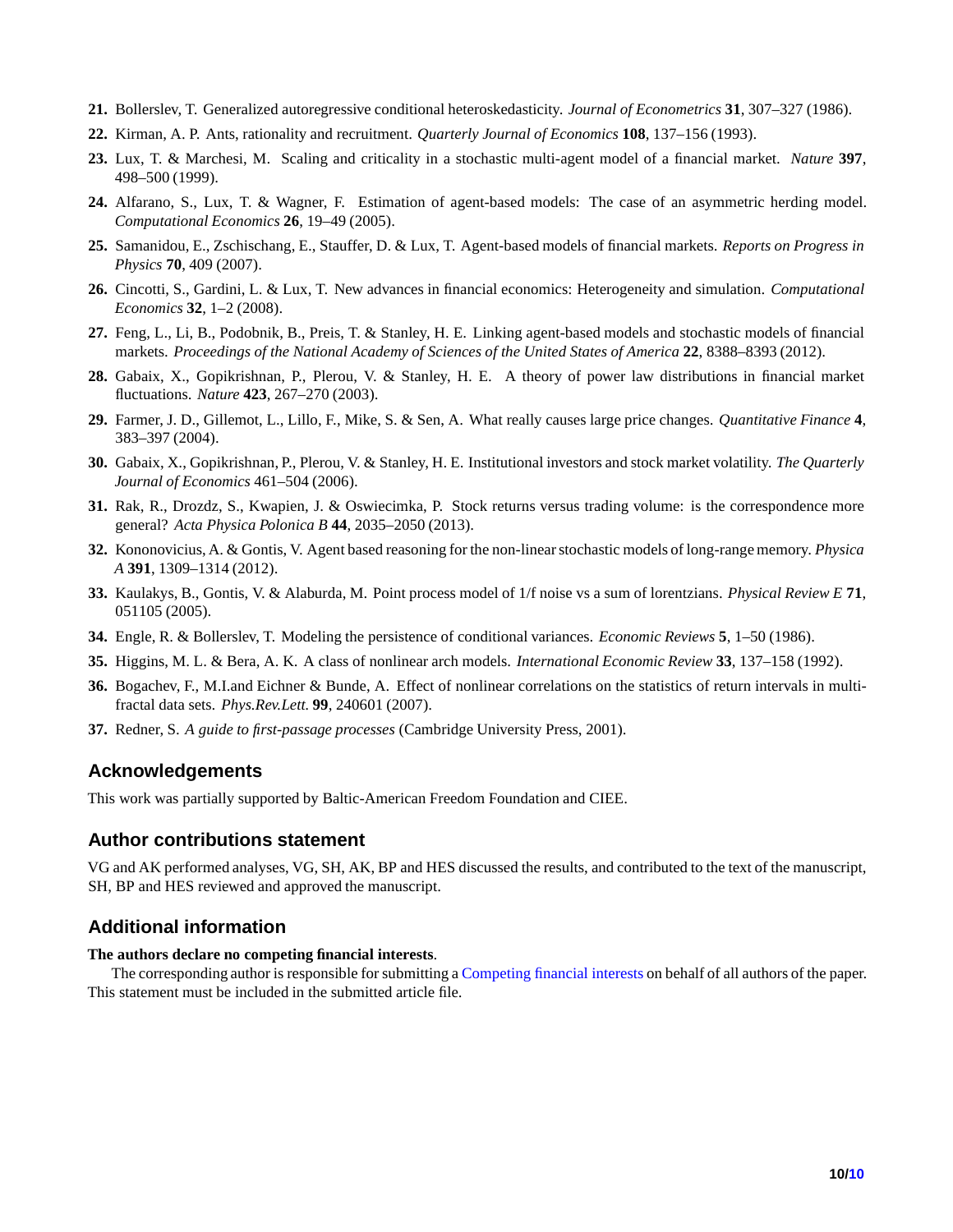**21.** Bollerslev, T. Generalized autoregressive conditional heteroskedasticity. *Journal of Econometrics* **31**, 307–327 (1986).

**22.** Kirman, A. P. Ants, rationality and recruitment. *Quarterly Journal of Economics* **108**, 137–156 (1993).

**23.** Lux, T. & Marchesi, M. Scaling and criticality in a stochastic multi-agent model of a financial market. *Nature* **397**, 498–500 (1999).

**24.** Alfarano, S., Lux, T. & Wagner, F. Estimation of agent-based models: The case of an asymmetric herding model. *Computational Economics* **26**, 19–49 (2005).

**25.** Samanidou, E., Zschischang, E., Stauffer, D. & Lux, T. Agent-based models of financial markets. *Reports on Progress in Physics* **70**, 409 (2007).

**26.** Cincotti, S., Gardini, L. & Lux, T. New advances in financial economics: Heterogeneity and simulation. *Computational Economics* **32**, 1–2 (2008).

**27.** Feng, L., Li, B., Podobnik, B., Preis, T. & Stanley, H. E. Linking agent-based models and stochastic models of financial markets. *Proceedings of the National Academy of Sciences of the United States of America* **22**, 8388–8393 (2012).

**28.** Gabaix, X., Gopikrishnan, P., Plerou, V. & Stanley, H. E. A theory of power law distributions in financial market fluctuations. *Nature* **423**, 267–270 (2003).

**29.** Farmer, J. D., Gillemot, L., Lillo, F., Mike, S. & Sen, A. What really causes large price changes. *Quantitative Finance* **4**, 383–397 (2004).

**30.** Gabaix, X., Gopikrishnan, P., Plerou, V. & Stanley, H. E. Institutional investors and stock market volatility. *The Quarterly Journal of Economics* 461–504 (2006).

**31.** Rak, R., Drozdz, S., Kwapien, J. & Oswiecimka, P. Stock returns versus trading volume: is the correspondence more general? *Acta Physica Polonica B* **44**, 2035–2050 (2013).

**32.** Kononovicius, A. & Gontis, V. Agent based reasoning for the non-linear stochastic models of long-range memory. *Physica A* **391**, 1309–1314 (2012).

**33.** Kaulakys, B., Gontis, V. & Alaburda, M. Point process model of 1/f noise vs a sum of lorentzians. *Physical Review E* **71**, 051105 (2005).

**34.** Engle, R. & Bollerslev, T. Modeling the persistence of conditional variances. *Economic Reviews* **5**, 1–50 (1986).

**35.** Higgins, M. L. & Bera, A. K. A class of nonlinear arch models. *International Economic Review* **33**, 137–158 (1992).

**36.** Bogachev, F., M.I.and Eichner & Bunde, A. Effect of nonlinear correlations on the statistics of return intervals in multifractal data sets. *Phys.Rev.Lett.* **99**, 240601 (2007).

**37.** Redner, S. *A guide to first-passage processes* (Cambridge University Press, 2001).

## Acknowledgements

This work was partially supported by Baltic-American Freedom Foundation and CIEE.

## Author contributions statement

VG and AK performed analyses, VG, SH, AK, BP and HES discussed the results, and contributed to the text of the manuscript, SH, BP and HES reviewed and approved the manuscript.

## Additional information

**The authors declare no competing financial interests**.

The corresponding author is responsible for submitting a Competing financial interests on behalf of all authors of the paper. This statement must be included in the submitted article file.